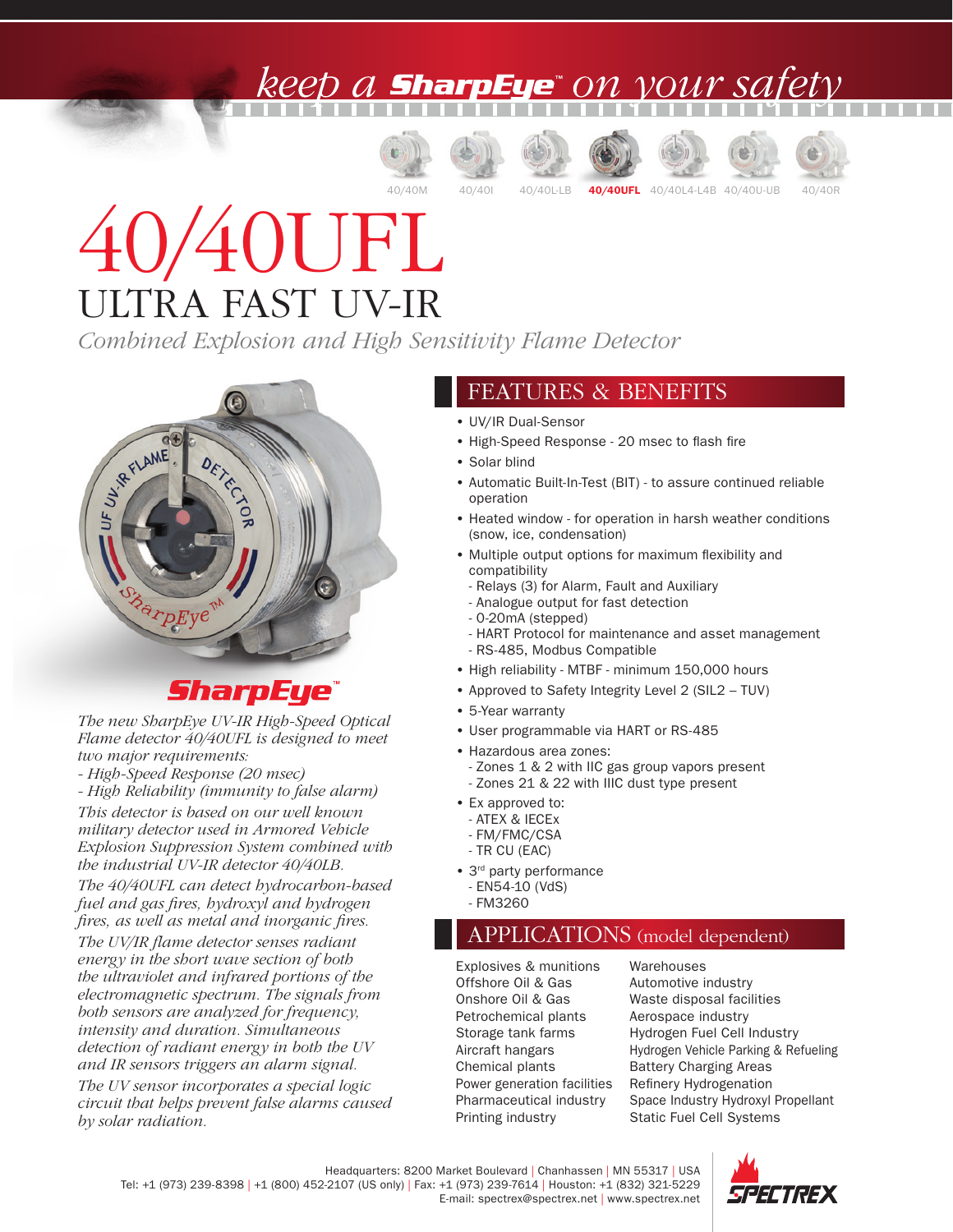keep a SharpEye™ on your safety

40/40M | 40/40I | 40/40L-LB | **40/40UFL** | 40/40L4-L4B | 40/40U-UB | 40/40R

# 40/40UFL

## ULTRA FAST UV-IR

*Combined Explosion and High Sensitivity Flame Detector*

SharpEye™

*The new SharpEye UV-IR High-Speed Optical Flame detector 40/40UFL is designed to meet two major requirements:*

*- High-Speed Response (20 msec)*

*- High Reliability (immunity to false alarm)*

*This detector is based on our well known military detector used in Armored Vehicle Explosion Suppression System combined with the industrial UV-IR detector 40/40LB.*

*The 40/40UFL can detect hydrocarbon-based fuel and gas fires, hydroxyl and hydrogen fires, as well as metal and inorganic fires.*

*The UV/IR flame detector senses radiant energy in the short wave section of both the ultraviolet and infrared portions of the electromagnetic spectrum. The signals from both sensors are analyzed for frequency, intensity and duration. Simultaneous detection of radiant energy in both the UV and IR sensors triggers an alarm signal.*

*The UV sensor incorporates a special logic circuit that helps prevent false alarms caused by solar radiation.*

## FEATURES & BENEFITS

- UV/IR Dual-Sensor
- High-Speed Response - 20 msec to flash fire
- Solar blind
- Automatic Built-In-Test (BIT) - to assure continued reliable operation
- Heated window - for operation in harsh weather conditions (snow, ice, condensation)
- Multiple output options for maximum flexibility and compatibility
  - Relays (3) for Alarm, Fault and Auxiliary
  - Analogue output for fast detection
  - 0-20mA (stepped)
  - HART Protocol for maintenance and asset management
  - RS-485, Modbus Compatible
- High reliability - MTBF - minimum 150,000 hours
- Approved to Safety Integrity Level 2 (SIL2 – TUV)
- 5-Year warranty
- User programmable via HART or RS-485
- Hazardous area zones:
  - Zones 1 & 2 with IIC gas group vapors present
  - Zones 21 & 22 with IIIC dust type present
- Ex approved to:
  - ATEX & IECEx
  - FM/FMC/CSA
  - TR CU (EAC)
- 3rd party performance
  - EN54-10 (VdS)
  - FM3260

## APPLICATIONS (model dependent)

| | |
|---|---|
| Explosives & munitions | Warehouses |
| Offshore Oil & Gas | Automotive industry |
| Onshore Oil & Gas | Waste disposal facilities |
| Petrochemical plants | Aerospace industry |
| Storage tank farms | Hydrogen Fuel Cell Industry |
| Aircraft hangars | Hydrogen Vehicle Parking & Refueling |
| Chemical plants | Battery Charging Areas |
| Power generation facilities | Refinery Hydrogenation |
| Pharmaceutical industry | Space Industry Hydroxyl Propellant |
| Printing industry | Static Fuel Cell Systems |

Headquarters: 8200 Market Boulevard | Chanhassen | MN 55317 | USA
Tel: +1 (973) 239-8398 | +1 (800) 452-2107 (US only) | Fax: +1 (973) 239-7614 | Houston: +1 (832) 321-5229
E-mail: spectrex@spectrex.net | www.spectrex.net

SPECTREX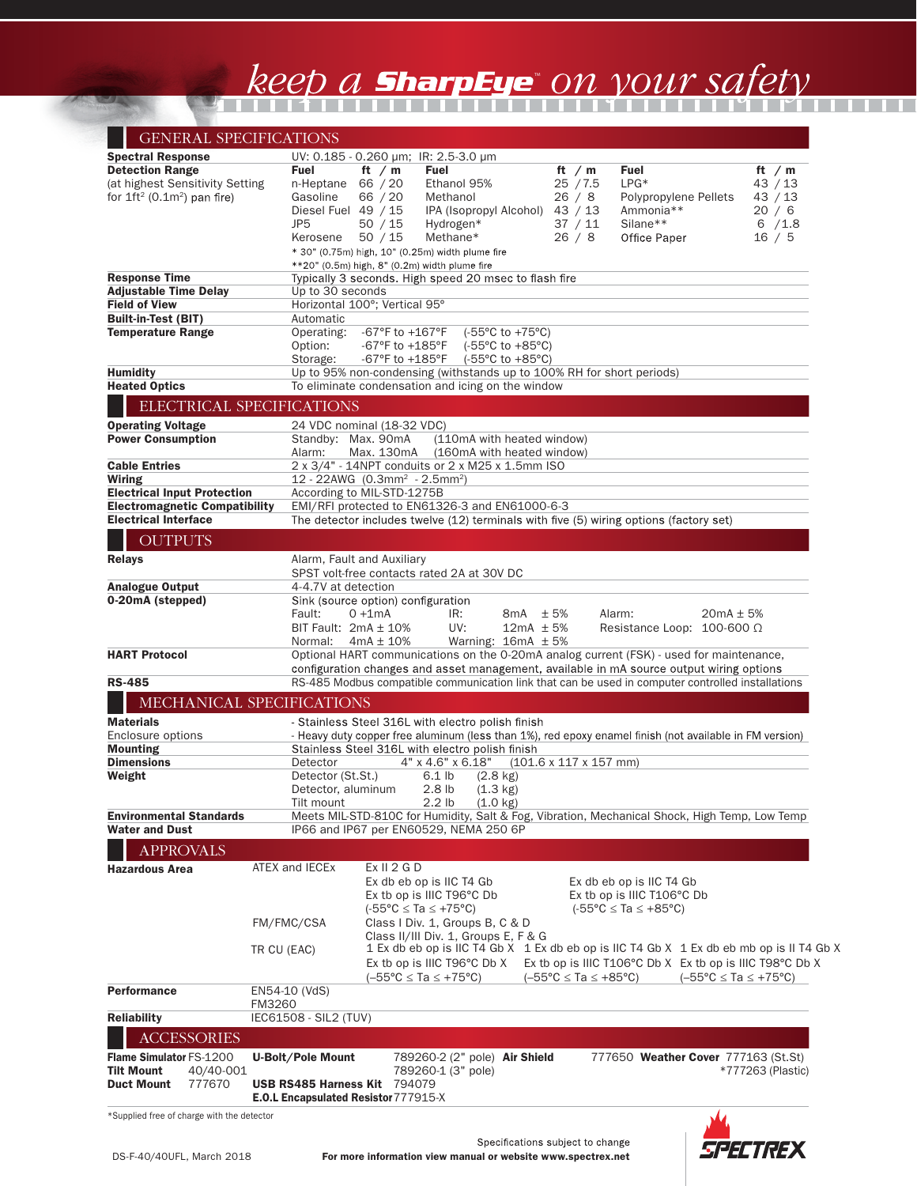*keep a **SharpEye**™ on your safety*

## GENERAL SPECIFICATIONS

**Spectral Response** — UV: 0.185 - 0.260 µm; IR: 2.5-3.0 µm

**Detection Range** (at highest Sensitivity Setting for 1ft² (0.1m²) pan fire)

| Fuel | ft / m | Fuel | ft / m | Fuel | ft / m |
|---|---|---|---|---|---|
| n-Heptane | 66 / 20 | Ethanol 95% | 25 / 7.5 | LPG* | 43 / 13 |
| Gasoline | 66 / 20 | Methanol | 26 / 8 | Polypropylene Pellets | 43 / 13 |
| Diesel Fuel | 49 / 15 | IPA (Isopropyl Alcohol) | 43 / 13 | Ammonia** | 20 / 6 |
| JP5 | 50 / 15 | Hydrogen* | 37 / 11 | Silane** | 6 /1.8 |
| Kerosene | 50 / 15 | Methane* | 26 / 8 | Office Paper | 16 / 5 |

\* 30" (0.75m) high, 10" (0.25m) width plume fire
\*\*20" (0.5m) high, 8" (0.2m) width plume fire

| | |
|---|---|
| **Response Time** | Typically 3 seconds. High speed 20 msec to flash fire |
| **Adjustable Time Delay** | Up to 30 seconds |
| **Field of View** | Horizontal 100°; Vertical 95° |
| **Built-in-Test (BIT)** | Automatic |
| **Temperature Range** | Operating: -67°F to +167°F (-55°C to +75°C)<br>Option: -67°F to +185°F (-55°C to +85°C)<br>Storage: -67°F to +185°F (-55°C to +85°C) |
| **Humidity** | Up to 95% non-condensing (withstands up to 100% RH for short periods) |
| **Heated Optics** | To eliminate condensation and icing on the window |

## ELECTRICAL SPECIFICATIONS

| | |
|---|---|
| **Operating Voltage** | 24 VDC nominal (18-32 VDC) |
| **Power Consumption** | Standby: Max. 90mA (110mA with heated window)<br>Alarm: Max. 130mA (160mA with heated window) |
| **Cable Entries** | 2 x 3/4" - 14NPT conduits or 2 x M25 x 1.5mm ISO |
| **Wiring** | 12 - 22AWG (0.3mm² - 2.5mm²) |
| **Electrical Input Protection** | According to MIL-STD-1275B |
| **Electromagnetic Compatibility** | EMI/RFI protected to EN61326-3 and EN61000-6-3 |
| **Electrical Interface** | The detector includes twelve (12) terminals with five (5) wiring options (factory set) |

## OUTPUTS

| | |
|---|---|
| **Relays** | Alarm, Fault and Auxiliary<br>SPST volt-free contacts rated 2A at 30V DC |
| **Analogue Output** | 4-4.7V at detection |
| **0-20mA (stepped)** | Sink (source option) configuration<br>Fault: 0 +1mA; IR: 8mA ± 5%; Alarm: 20mA ± 5%<br>BIT Fault: 2mA ± 10%; UV: 12mA ± 5%; Resistance Loop: 100-600 Ω<br>Normal: 4mA ± 10%; Warning: 16mA ± 5% |
| **HART Protocol** | Optional HART communications on the 0-20mA analog current (FSK) - used for maintenance, configuration changes and asset management, available in mA source output wiring options |
| **RS-485** | RS-485 Modbus compatible communication link that can be used in computer controlled installations |

## MECHANICAL SPECIFICATIONS

| | |
|---|---|
| **Materials**<br>Enclosure options | - Stainless Steel 316L with electro polish finish<br>- Heavy duty copper free aluminum (less than 1%), red epoxy enamel finish (not available in FM version) |
| **Mounting** | Stainless Steel 316L with electro polish finish |
| **Dimensions** | Detector 4" x 4.6" x 6.18" (101.6 x 117 x 157 mm) |
| **Weight** | Detector (St.St.) 6.1 lb (2.8 kg)<br>Detector, aluminum 2.8 lb (1.3 kg)<br>Tilt mount 2.2 lb (1.0 kg) |
| **Environmental Standards** | Meets MIL-STD-810C for Humidity, Salt & Fog, Vibration, Mechanical Shock, High Temp, Low Temp |
| **Water and Dust** | IP66 and IP67 per EN60529, NEMA 250 6P |

## APPROVALS

**Hazardous Area**

| | | | |
|---|---|---|---|
| ATEX and IECEx | Ex II 2 G D<br>Ex db eb op is IIC T4 Gb<br>Ex tb op is IIIC T96°C Db<br>(-55°C ≤ Ta ≤ +75°C) | Ex db eb op is IIC T4 Gb<br>Ex tb op is IIIC T106°C Db<br>(-55°C ≤ Ta ≤ +85°C) | |
| FM/FMC/CSA | Class I Div. 1, Groups B, C & D<br>Class II/III Div. 1, Groups E, F & G | | |
| TR CU (EAC) | 1 Ex db eb op is IIC T4 Gb X<br>Ex tb op is IIIC T96°C Db X<br>(–55°C ≤ Ta ≤ +75°C) | 1 Ex db eb op is IIC T4 Gb X<br>Ex tb op is IIIC T106°C Db X<br>(–55°C ≤ Ta ≤ +85°C) | 1 Ex db eb mb op is II T4 Gb X<br>Ex tb op is IIIC T98°C Db X<br>(–55°C ≤ Ta ≤ +75°C) |

**Performance** — EN54-10 (VdS)
FM3260

**Reliability** — IEC61508 - SIL2 (TUV)

## ACCESSORIES

| | | | | | |
|---|---|---|---|---|---|
| **Flame Simulator** | FS-1200 | **U-Bolt/Pole Mount** | 789260-2 (2" pole)<br>789260-1 (3" pole) | **Air Shield** | 777650 |
| **Tilt Mount** | 40/40-001 | **USB RS485 Harness Kit** | 794079 | **Weather Cover** | 777163 (St.St)<br>*777263 (Plastic) |
| **Duct Mount** | 777670 | **E.O.L Encapsulated Resistor** | 777915-X | | |

\*Supplied free of charge with the detector

DS-F-40/40UFL, March 2018

Specifications subject to change
**For more information view manual or website www.spectrex.net**

SPECTREX